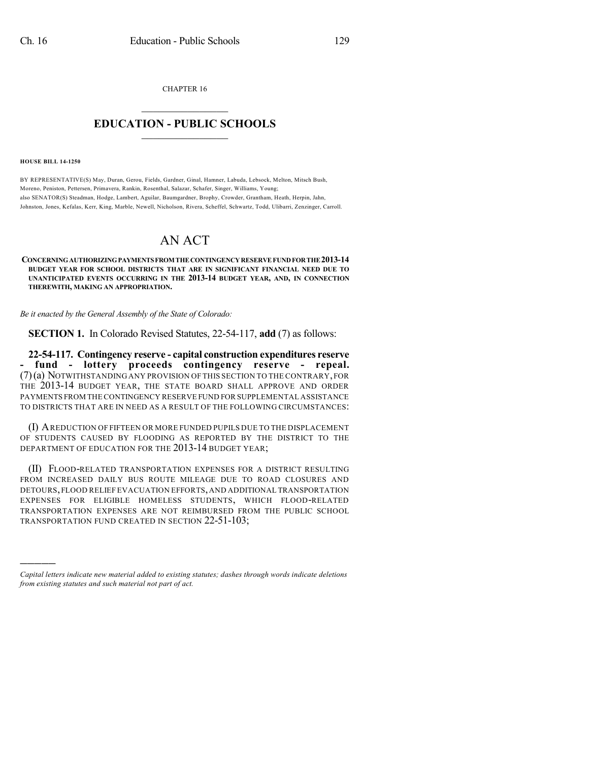CHAPTER 16

# EDUCATION - PUBLIC SCHOOLS

**HOUSE BILL 14-1250**

BY REPRESENTATIVE(S) May, Duran, Gerou, Fields, Gardner, Ginal, Hamner, Labuda, Lebsock, Melton, Mitsch Bush, Moreno, Peniston, Pettersen, Primavera, Rankin, Rosenthal, Salazar, Schafer, Singer, Williams, Young;
also SENATOR(S) Steadman, Hodge, Lambert, Aguilar, Baumgardner, Brophy, Crowder, Grantham, Heath, Herpin, Jahn, Johnston, Jones, Kefalas, Kerr, King, Marble, Newell, Nicholson, Rivera, Scheffel, Schwartz, Todd, Ulibarri, Zenzinger, Carroll.

# AN ACT

**CONCERNING AUTHORIZING PAYMENTS FROM THE CONTINGENCY RESERVE FUND FOR THE 2013-14 BUDGET YEAR FOR SCHOOL DISTRICTS THAT ARE IN SIGNIFICANT FINANCIAL NEED DUE TO UNANTICIPATED EVENTS OCCURRING IN THE 2013-14 BUDGET YEAR, AND, IN CONNECTION THEREWITH, MAKING AN APPROPRIATION.**

*Be it enacted by the General Assembly of the State of Colorado:*

**SECTION 1.** In Colorado Revised Statutes, 22-54-117, **add** (7) as follows:

**22-54-117. Contingency reserve - capital construction expenditures reserve - fund - lottery proceeds contingency reserve - repeal.** (7) (a) NOTWITHSTANDING ANY PROVISION OF THIS SECTION TO THE CONTRARY, FOR THE 2013-14 BUDGET YEAR, THE STATE BOARD SHALL APPROVE AND ORDER PAYMENTS FROM THE CONTINGENCY RESERVE FUND FOR SUPPLEMENTAL ASSISTANCE TO DISTRICTS THAT ARE IN NEED AS A RESULT OF THE FOLLOWING CIRCUMSTANCES:

(I) A REDUCTION OF FIFTEEN OR MORE FUNDED PUPILS DUE TO THE DISPLACEMENT OF STUDENTS CAUSED BY FLOODING AS REPORTED BY THE DISTRICT TO THE DEPARTMENT OF EDUCATION FOR THE 2013-14 BUDGET YEAR;

(II) FLOOD-RELATED TRANSPORTATION EXPENSES FOR A DISTRICT RESULTING FROM INCREASED DAILY BUS ROUTE MILEAGE DUE TO ROAD CLOSURES AND DETOURS, FLOOD RELIEF EVACUATION EFFORTS, AND ADDITIONAL TRANSPORTATION EXPENSES FOR ELIGIBLE HOMELESS STUDENTS, WHICH FLOOD-RELATED TRANSPORTATION EXPENSES ARE NOT REIMBURSED FROM THE PUBLIC SCHOOL TRANSPORTATION FUND CREATED IN SECTION 22-51-103;

*Capital letters indicate new material added to existing statutes; dashes through words indicate deletions from existing statutes and such material not part of act.*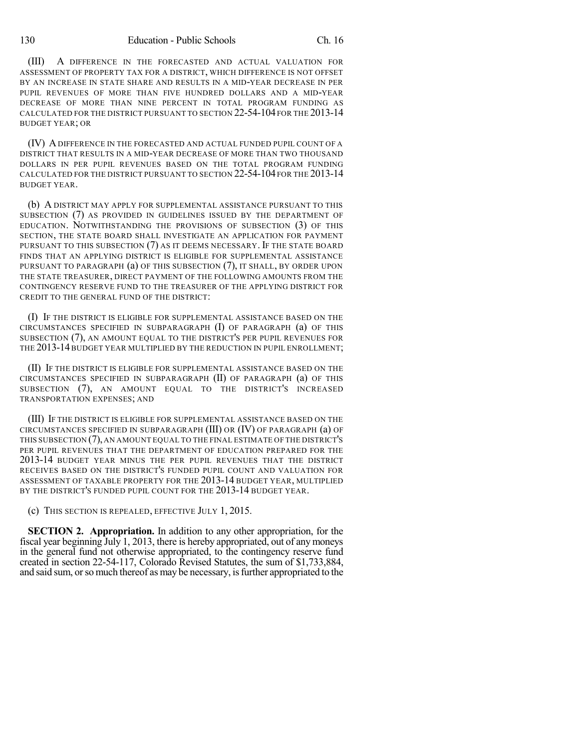(III) A DIFFERENCE IN THE FORECASTED AND ACTUAL VALUATION FOR ASSESSMENT OF PROPERTY TAX FOR A DISTRICT, WHICH DIFFERENCE IS NOT OFFSET BY AN INCREASE IN STATE SHARE AND RESULTS IN A MID-YEAR DECREASE IN PER PUPIL REVENUES OF MORE THAN FIVE HUNDRED DOLLARS AND A MID-YEAR DECREASE OF MORE THAN NINE PERCENT IN TOTAL PROGRAM FUNDING AS CALCULATED FOR THE DISTRICT PURSUANT TO SECTION 22-54-104 FOR THE 2013-14 BUDGET YEAR; OR

(IV) A DIFFERENCE IN THE FORECASTED AND ACTUAL FUNDED PUPIL COUNT OF A DISTRICT THAT RESULTS IN A MID-YEAR DECREASE OF MORE THAN TWO THOUSAND DOLLARS IN PER PUPIL REVENUES BASED ON THE TOTAL PROGRAM FUNDING CALCULATED FOR THE DISTRICT PURSUANT TO SECTION 22-54-104 FOR THE 2013-14 BUDGET YEAR.

(b) A DISTRICT MAY APPLY FOR SUPPLEMENTAL ASSISTANCE PURSUANT TO THIS SUBSECTION (7) AS PROVIDED IN GUIDELINES ISSUED BY THE DEPARTMENT OF EDUCATION. NOTWITHSTANDING THE PROVISIONS OF SUBSECTION (3) OF THIS SECTION, THE STATE BOARD SHALL INVESTIGATE AN APPLICATION FOR PAYMENT PURSUANT TO THIS SUBSECTION (7) AS IT DEEMS NECESSARY. IF THE STATE BOARD FINDS THAT AN APPLYING DISTRICT IS ELIGIBLE FOR SUPPLEMENTAL ASSISTANCE PURSUANT TO PARAGRAPH (a) OF THIS SUBSECTION (7), IT SHALL, BY ORDER UPON THE STATE TREASURER, DIRECT PAYMENT OF THE FOLLOWING AMOUNTS FROM THE CONTINGENCY RESERVE FUND TO THE TREASURER OF THE APPLYING DISTRICT FOR CREDIT TO THE GENERAL FUND OF THE DISTRICT:

(I) IF THE DISTRICT IS ELIGIBLE FOR SUPPLEMENTAL ASSISTANCE BASED ON THE CIRCUMSTANCES SPECIFIED IN SUBPARAGRAPH (I) OF PARAGRAPH (a) OF THIS SUBSECTION (7), AN AMOUNT EQUAL TO THE DISTRICT'S PER PUPIL REVENUES FOR THE 2013-14 BUDGET YEAR MULTIPLIED BY THE REDUCTION IN PUPIL ENROLLMENT;

(II) IF THE DISTRICT IS ELIGIBLE FOR SUPPLEMENTAL ASSISTANCE BASED ON THE CIRCUMSTANCES SPECIFIED IN SUBPARAGRAPH (II) OF PARAGRAPH (a) OF THIS SUBSECTION (7), AN AMOUNT EQUAL TO THE DISTRICT'S INCREASED TRANSPORTATION EXPENSES; AND

(III) IF THE DISTRICT IS ELIGIBLE FOR SUPPLEMENTAL ASSISTANCE BASED ON THE CIRCUMSTANCES SPECIFIED IN SUBPARAGRAPH (III) OR (IV) OF PARAGRAPH (a) OF THIS SUBSECTION (7), AN AMOUNT EQUAL TO THE FINAL ESTIMATE OF THE DISTRICT'S PER PUPIL REVENUES THAT THE DEPARTMENT OF EDUCATION PREPARED FOR THE 2013-14 BUDGET YEAR MINUS THE PER PUPIL REVENUES THAT THE DISTRICT RECEIVES BASED ON THE DISTRICT'S FUNDED PUPIL COUNT AND VALUATION FOR ASSESSMENT OF TAXABLE PROPERTY FOR THE 2013-14 BUDGET YEAR, MULTIPLIED BY THE DISTRICT'S FUNDED PUPIL COUNT FOR THE 2013-14 BUDGET YEAR.

(c) THIS SECTION IS REPEALED, EFFECTIVE JULY 1, 2015.

**SECTION 2. Appropriation.** In addition to any other appropriation, for the fiscal year beginning July 1, 2013, there is hereby appropriated, out of any moneys in the general fund not otherwise appropriated, to the contingency reserve fund created in section 22-54-117, Colorado Revised Statutes, the sum of $1,733,884, and said sum, or so much thereof as may be necessary, is further appropriated to the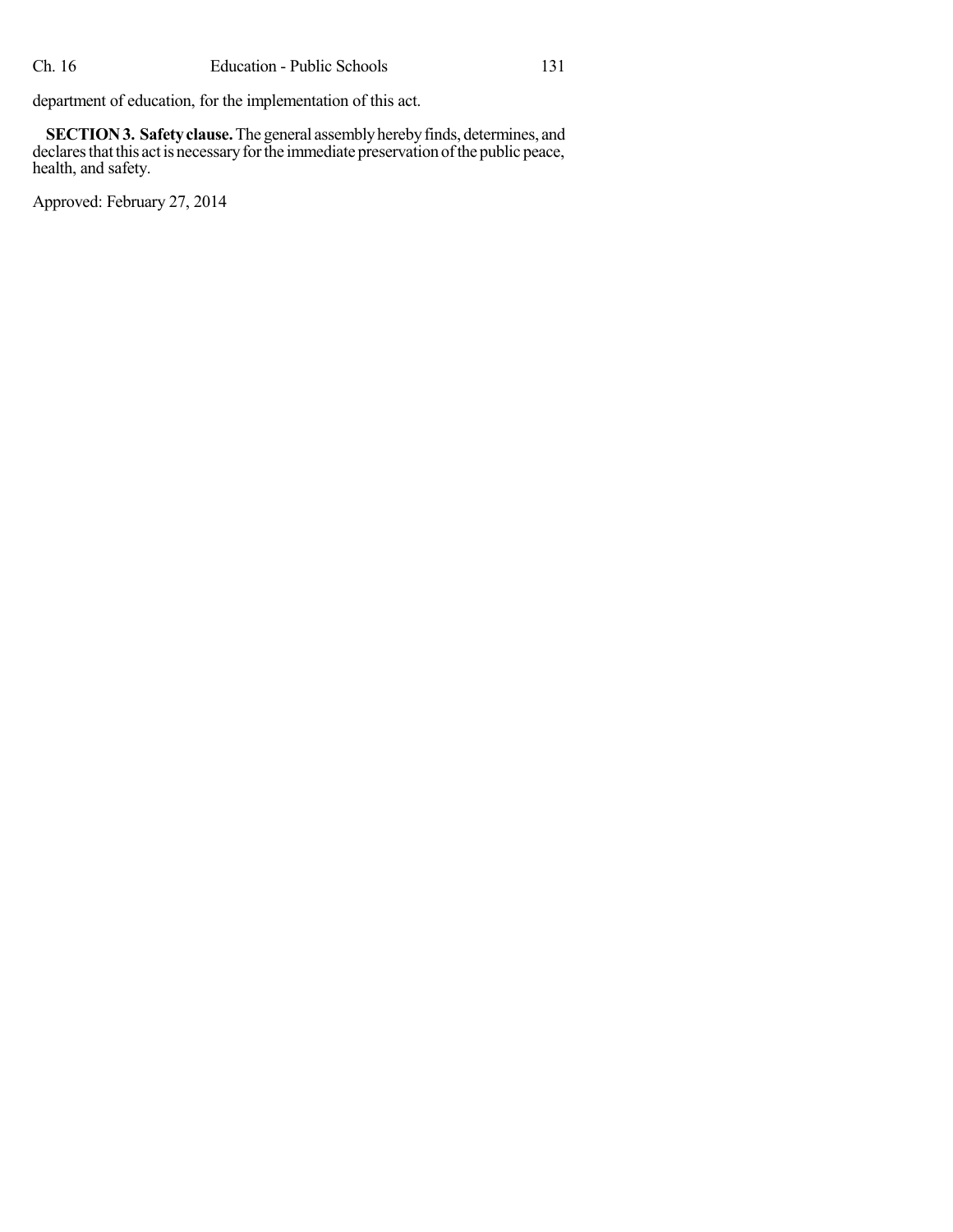department of education, for the implementation of this act.

**SECTION 3. Safety clause.** The general assembly hereby finds, determines, and declares that this act is necessary for the immediate preservation of the public peace, health, and safety.

Approved: February 27, 2014